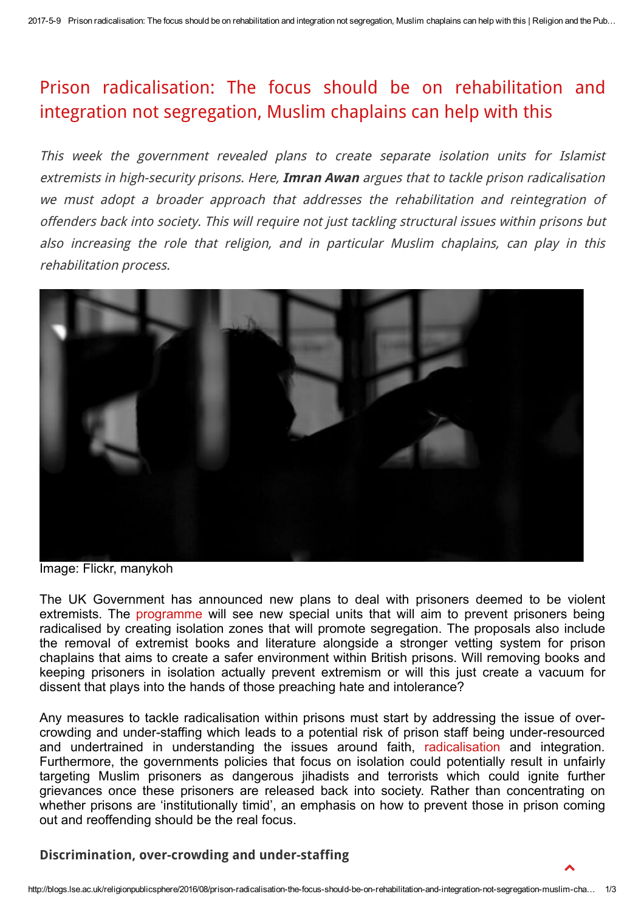# Prison radicalisation: The focus should be on rehabilitation and integration not segregation, Muslim chaplains can help with this

*This week the government revealed plans to create separate isolation units for Islamist extremists in high-security prisons. Here, **Imran Awan** argues that to tackle prison radicalisation we must adopt a broader approach that addresses the rehabilitation and reintegration of offenders back into society. This will require not just tackling structural issues within prisons but also increasing the role that religion, and in particular Muslim chaplains, can play in this rehabilitation process.*

Image: Flickr, manykoh

The UK Government has announced new plans to deal with prisoners deemed to be violent extremists. The programme will see new special units that will aim to prevent prisoners being radicalised by creating isolation zones that will promote segregation. The proposals also include the removal of extremist books and literature alongside a stronger vetting system for prison chaplains that aims to create a safer environment within British prisons. Will removing books and keeping prisoners in isolation actually prevent extremism or will this just create a vacuum for dissent that plays into the hands of those preaching hate and intolerance?

Any measures to tackle radicalisation within prisons must start by addressing the issue of over-crowding and under-staffing which leads to a potential risk of prison staff being under-resourced and undertrained in understanding the issues around faith, radicalisation and integration. Furthermore, the governments policies that focus on isolation could potentially result in unfairly targeting Muslim prisoners as dangerous jihadists and terrorists which could ignite further grievances once these prisoners are released back into society. Rather than concentrating on whether prisons are 'institutionally timid', an emphasis on how to prevent those in prison coming out and reoffending should be the real focus.

## Discrimination, over-crowding and under-staffing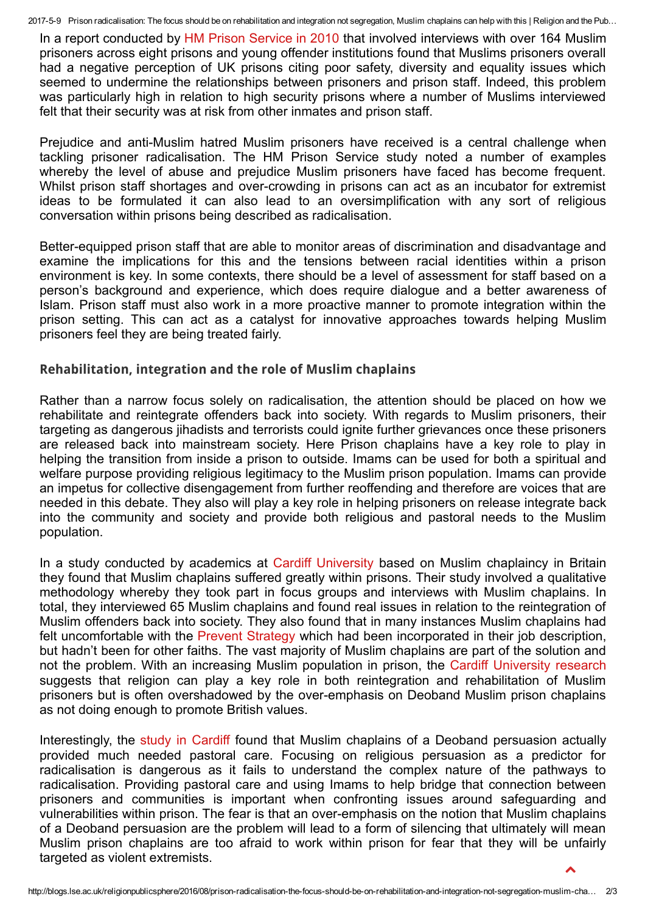In a report conducted by HM Prison Service in 2010 that involved interviews with over 164 Muslim prisoners across eight prisons and young offender institutions found that Muslims prisoners overall had a negative perception of UK prisons citing poor safety, diversity and equality issues which seemed to undermine the relationships between prisoners and prison staff. Indeed, this problem was particularly high in relation to high security prisons where a number of Muslims interviewed felt that their security was at risk from other inmates and prison staff.

Prejudice and anti-Muslim hatred Muslim prisoners have received is a central challenge when tackling prisoner radicalisation. The HM Prison Service study noted a number of examples whereby the level of abuse and prejudice Muslim prisoners have faced has become frequent. Whilst prison staff shortages and over-crowding in prisons can act as an incubator for extremist ideas to be formulated it can also lead to an oversimplification with any sort of religious conversation within prisons being described as radicalisation.

Better-equipped prison staff that are able to monitor areas of discrimination and disadvantage and examine the implications for this and the tensions between racial identities within a prison environment is key. In some contexts, there should be a level of assessment for staff based on a person's background and experience, which does require dialogue and a better awareness of Islam. Prison staff must also work in a more proactive manner to promote integration within the prison setting. This can act as a catalyst for innovative approaches towards helping Muslim prisoners feel they are being treated fairly.

## Rehabilitation, integration and the role of Muslim chaplains

Rather than a narrow focus solely on radicalisation, the attention should be placed on how we rehabilitate and reintegrate offenders back into society. With regards to Muslim prisoners, their targeting as dangerous jihadists and terrorists could ignite further grievances once these prisoners are released back into mainstream society. Here Prison chaplains have a key role to play in helping the transition from inside a prison to outside. Imams can be used for both a spiritual and welfare purpose providing religious legitimacy to the Muslim prison population. Imams can provide an impetus for collective disengagement from further reoffending and therefore are voices that are needed in this debate. They also will play a key role in helping prisoners on release integrate back into the community and society and provide both religious and pastoral needs to the Muslim population.

In a study conducted by academics at Cardiff University based on Muslim chaplaincy in Britain they found that Muslim chaplains suffered greatly within prisons. Their study involved a qualitative methodology whereby they took part in focus groups and interviews with Muslim chaplains. In total, they interviewed 65 Muslim chaplains and found real issues in relation to the reintegration of Muslim offenders back into society. They also found that in many instances Muslim chaplains had felt uncomfortable with the Prevent Strategy which had been incorporated in their job description, but hadn't been for other faiths. The vast majority of Muslim chaplains are part of the solution and not the problem. With an increasing Muslim population in prison, the Cardiff University research suggests that religion can play a key role in both reintegration and rehabilitation of Muslim prisoners but is often overshadowed by the over-emphasis on Deoband Muslim prison chaplains as not doing enough to promote British values.

Interestingly, the study in Cardiff found that Muslim chaplains of a Deoband persuasion actually provided much needed pastoral care. Focusing on religious persuasion as a predictor for radicalisation is dangerous as it fails to understand the complex nature of the pathways to radicalisation. Providing pastoral care and using Imams to help bridge that connection between prisoners and communities is important when confronting issues around safeguarding and vulnerabilities within prison. The fear is that an over-emphasis on the notion that Muslim chaplains of a Deoband persuasion are the problem will lead to a form of silencing that ultimately will mean Muslim prison chaplains are too afraid to work within prison for fear that they will be unfairly targeted as violent extremists.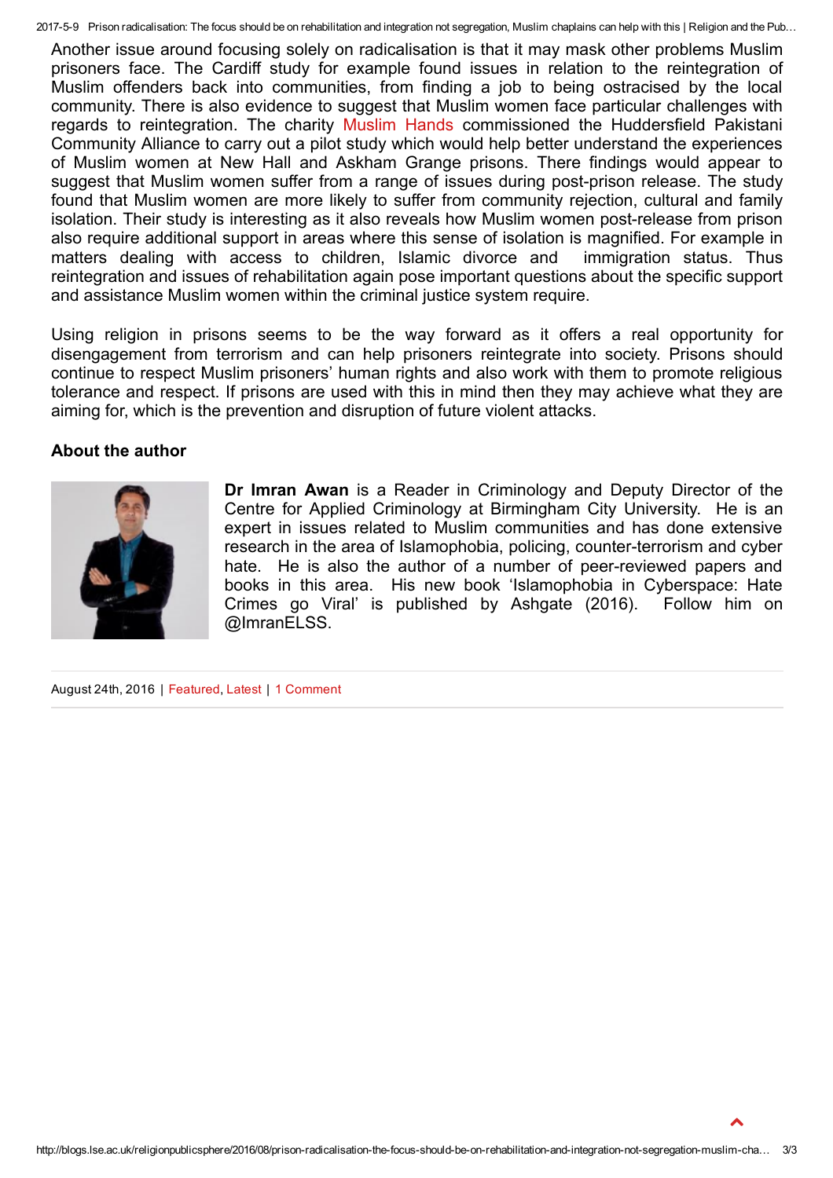Another issue around focusing solely on radicalisation is that it may mask other problems Muslim prisoners face. The Cardiff study for example found issues in relation to the reintegration of Muslim offenders back into communities, from finding a job to being ostracised by the local community. There is also evidence to suggest that Muslim women face particular challenges with regards to reintegration. The charity Muslim Hands commissioned the Huddersfield Pakistani Community Alliance to carry out a pilot study which would help better understand the experiences of Muslim women at New Hall and Askham Grange prisons. There findings would appear to suggest that Muslim women suffer from a range of issues during post-prison release. The study found that Muslim women are more likely to suffer from community rejection, cultural and family isolation. Their study is interesting as it also reveals how Muslim women post-release from prison also require additional support in areas where this sense of isolation is magnified. For example in matters dealing with access to children, Islamic divorce and immigration status. Thus reintegration and issues of rehabilitation again pose important questions about the specific support and assistance Muslim women within the criminal justice system require.

Using religion in prisons seems to be the way forward as it offers a real opportunity for disengagement from terrorism and can help prisoners reintegrate into society. Prisons should continue to respect Muslim prisoners' human rights and also work with them to promote religious tolerance and respect. If prisons are used with this in mind then they may achieve what they are aiming for, which is the prevention and disruption of future violent attacks.

### About the author

**Dr Imran Awan** is a Reader in Criminology and Deputy Director of the Centre for Applied Criminology at Birmingham City University. He is an expert in issues related to Muslim communities and has done extensive research in the area of Islamophobia, policing, counter-terrorism and cyber hate. He is also the author of a number of peer-reviewed papers and books in this area. His new book 'Islamophobia in Cyberspace: Hate Crimes go Viral' is published by Ashgate (2016). Follow him on @ImranELSS.

August 24th, 2016 | Featured, Latest | 1 Comment